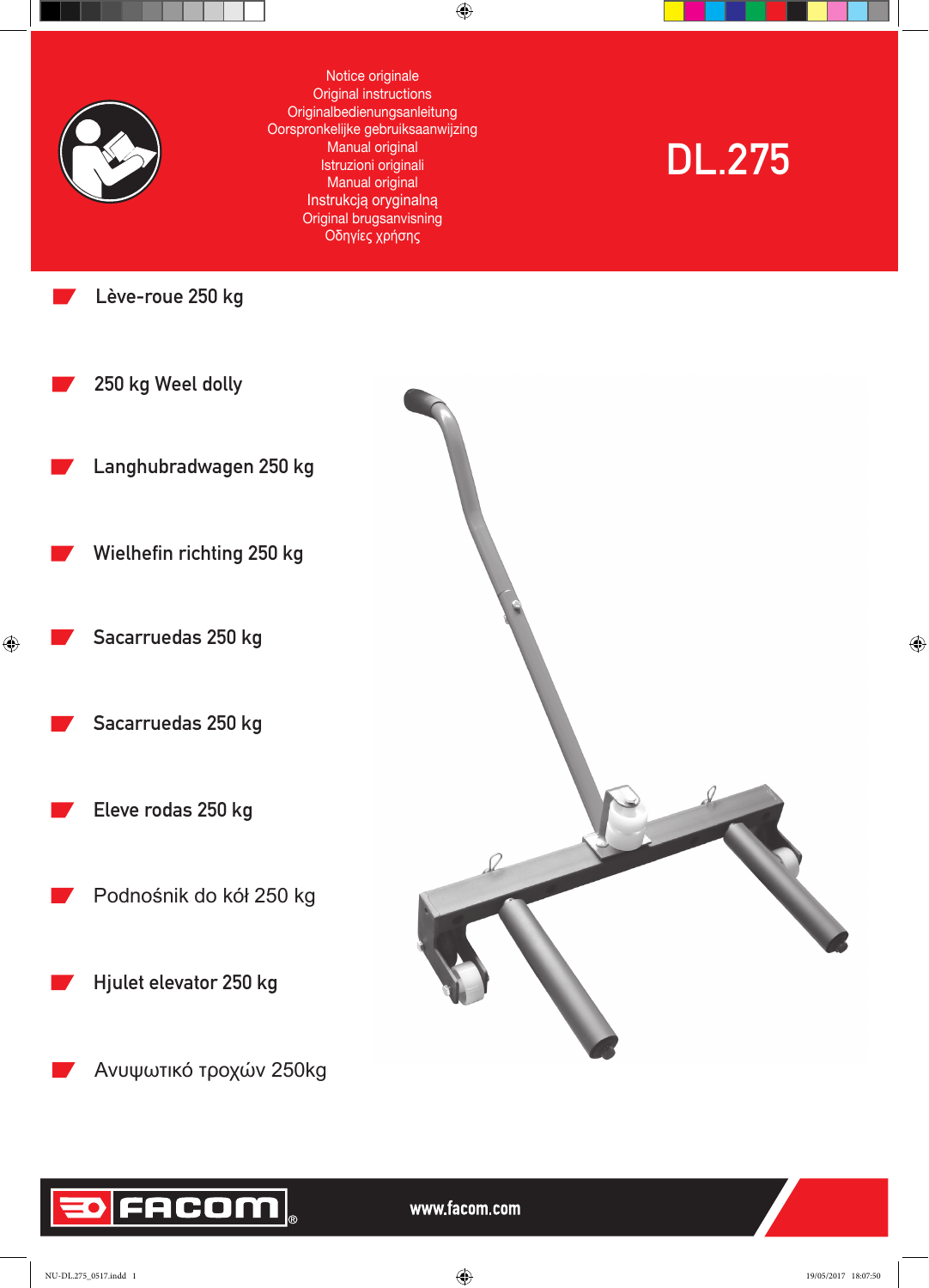Notice originale
Original instructions
Originalbedienungsanleitung
Oorspronkelijke gebruiksaanwijzing
Manual original
Istruzioni originali
Manual original
Instrukcją oryginalną
Original brugsanvisning
Οδηγίες χρήσης

# DL.275

- Lève-roue 250 kg
- 250 kg Weel dolly
- Langhubradwagen 250 kg
- Wielhefin richting 250 kg
- Sacarruedas 250 kg
- Sacarruedas 250 kg
- Eleve rodas 250 kg
- Podnośnik do kół 250 kg
- Hjulet elevator 250 kg
- Ανυψωτικό τροχών 250kg

FACOM®

www.facom.com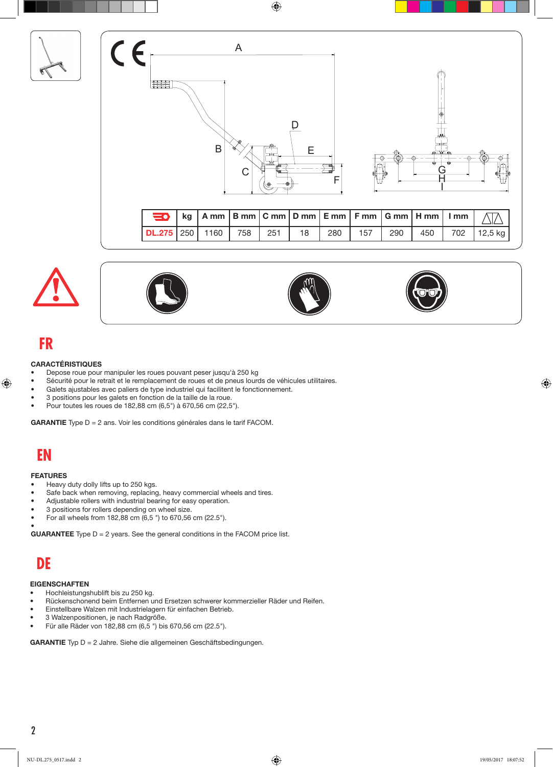| | kg | A mm | B mm | C mm | D mm | E mm | F mm | G mm | H mm | I mm | |
|---|---|---|---|---|---|---|---|---|---|---|---|
| DL.275 | 250 | 1160 | 758 | 251 | 18 | 280 | 157 | 290 | 450 | 702 | 12,5 kg |

## FR

### CARACTÉRISTIQUES

- Depose roue pour manipuler les roues pouvant peser jusqu'à 250 kg
- Sécurité pour le retrait et le remplacement de roues et de pneus lourds de véhicules utilitaires.
- Galets ajustables avec paliers de type industriel qui facilitent le fonctionnement.
- 3 positions pour les galets en fonction de la taille de la roue.
- Pour toutes les roues de 182,88 cm (6,5") à 670,56 cm (22,5").

**GARANTIE** Type D = 2 ans. Voir les conditions générales dans le tarif FACOM.

## EN

### FEATURES

- Heavy duty dolly lifts up to 250 kgs.
- Safe back when removing, replacing, heavy commercial wheels and tires.
- Adjustable rollers with industrial bearing for easy operation.
- 3 positions for rollers depending on wheel size.
- For all wheels from 182,88 cm (6,5 ") to 670,56 cm (22.5").

**GUARANTEE** Type D = 2 years. See the general conditions in the FACOM price list.

## DE

### EIGENSCHAFTEN

- Hochleistungshublift bis zu 250 kg.
- Rückenschonend beim Entfernen und Ersetzen schwerer kommerzieller Räder und Reifen.
- Einstellbare Walzen mit Industrielagern für einfachen Betrieb.
- 3 Walzenpositionen, je nach Radgröße.
- Für alle Räder von 182,88 cm (6,5 ") bis 670,56 cm (22.5").

**GARANTIE** Typ D = 2 Jahre. Siehe die allgemeinen Geschäftsbedingungen.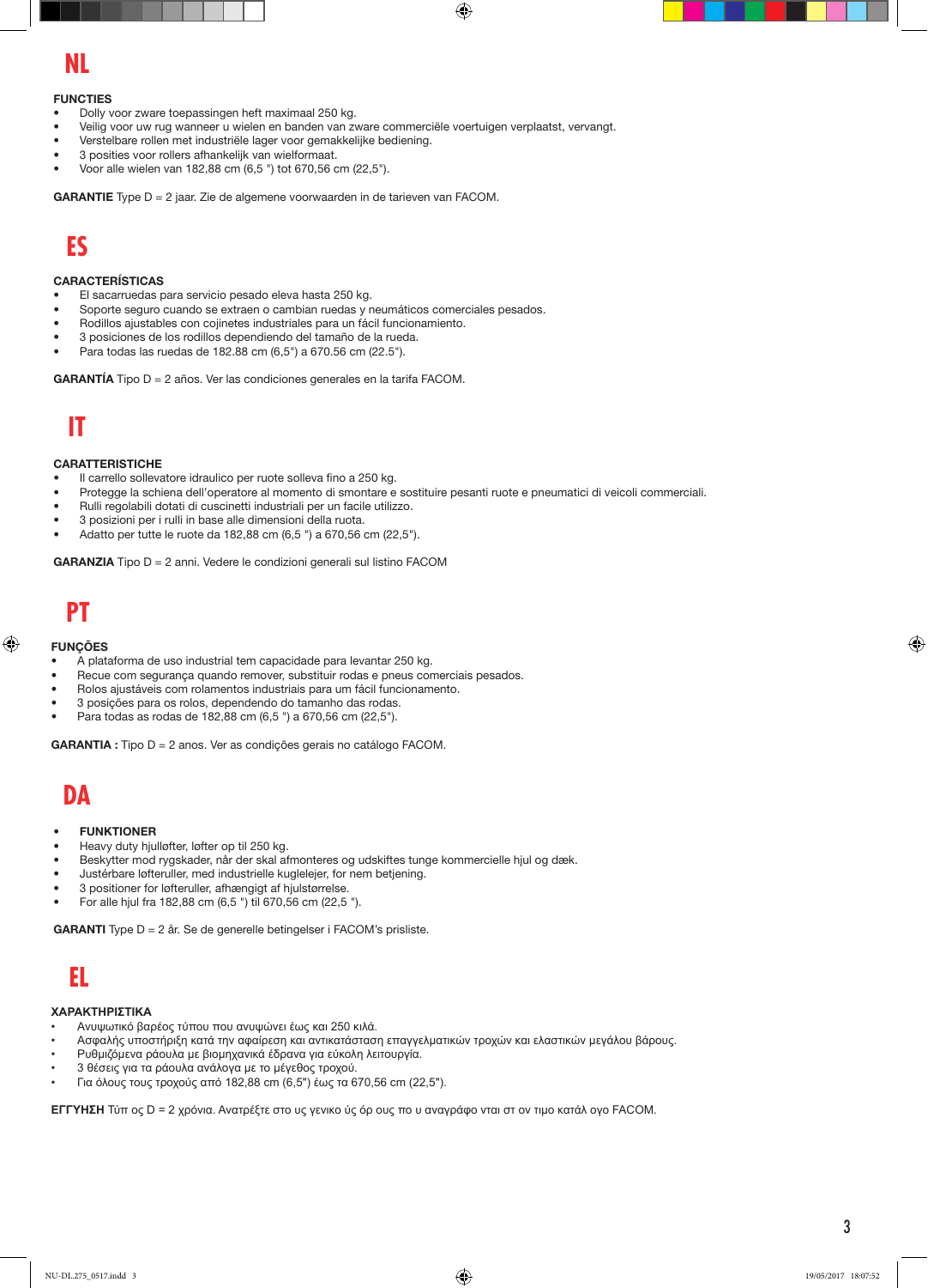## NL

**FUNCTIES**

- Dolly voor zware toepassingen heft maximaal 250 kg.
- Veilig voor uw rug wanneer u wielen en banden van zware commerciële voertuigen verplaatst, vervangt.
- Verstelbare rollen met industriële lager voor gemakkelijke bediening.
- 3 posities voor rollers afhankelijk van wielformaat.
- Voor alle wielen van 182,88 cm (6,5 ") tot 670,56 cm (22,5").

**GARANTIE** Type D = 2 jaar. Zie de algemene voorwaarden in de tarieven van FACOM.

## ES

**CARACTERÍSTICAS**

- El sacarruedas para servicio pesado eleva hasta 250 kg.
- Soporte seguro cuando se extraen o cambian ruedas y neumáticos comerciales pesados.
- Rodillos ajustables con cojinetes industriales para un fácil funcionamiento.
- 3 posiciones de los rodillos dependiendo del tamaño de la rueda.
- Para todas las ruedas de 182.88 cm (6,5") a 670.56 cm (22.5").

**GARANTÍA** Tipo D = 2 años. Ver las condiciones generales en la tarifa FACOM.

## IT

**CARATTERISTICHE**

- Il carrello sollevatore idraulico per ruote solleva fino a 250 kg.
- Protegge la schiena dell'operatore al momento di smontare e sostituire pesanti ruote e pneumatici di veicoli commerciali.
- Rulli regolabili dotati di cuscinetti industriali per un facile utilizzo.
- 3 posizioni per i rulli in base alle dimensioni della ruota.
- Adatto per tutte le ruote da 182,88 cm (6,5 ") a 670,56 cm (22,5").

**GARANZIA** Tipo D = 2 anni. Vedere le condizioni generali sul listino FACOM

## PT

**FUNÇÕES**

- A plataforma de uso industrial tem capacidade para levantar 250 kg.
- Recue com segurança quando remover, substituir rodas e pneus comerciais pesados.
- Rolos ajustáveis com rolamentos industriais para um fácil funcionamento.
- 3 posições para os rolos, dependendo do tamanho das rodas.
- Para todas as rodas de 182,88 cm (6,5 ") a 670,56 cm (22,5").

**GARANTIA :** Tipo D = 2 anos. Ver as condições gerais no catálogo FACOM.

## DA

- **FUNKTIONER**
- Heavy duty hjulløfter, løfter op til 250 kg.
- Beskytter mod rygskader, når der skal afmonteres og udskiftes tunge kommercielle hjul og dæk.
- Justérbare løfteruller, med industrielle kuglelejer, for nem betjening.
- 3 positioner for løfteruller, afhængigt af hjulstørrelse.
- For alle hjul fra 182,88 cm (6,5 ") til 670,56 cm (22,5 ").

**GARANTI** Type D = 2 år. Se de generelle betingelser i FACOM's prisliste.

## EL

**ΧΑΡΑΚΤΗΡΙΣΤΙΚΑ**

- Ανυψωτικό βαρέος τύπου που ανυψώνει έως και 250 κιλά.
- Ασφαλής υποστήριξη κατά την αφαίρεση και αντικατάσταση επαγγελματικών τροχών και ελαστικών μεγάλου βάρους.
- Ρυθμιζόμενα ράουλα με βιομηχανικά έδρανα για εύκολη λειτουργία.
- 3 θέσεις για τα ράουλα ανάλογα με το μέγεθος τροχού.
- Για όλους τους τροχούς από 182,88 cm (6,5") έως τα 670,56 cm (22,5").

**ΕΓΓΥΗΣΗ** Τύπ ος D = 2 χρόνια. Ανατρέξτε στο υς γενικο ύς όρ ους πο υ αναγράφο νται στ ον τιμο κατάλ ογο FACOM.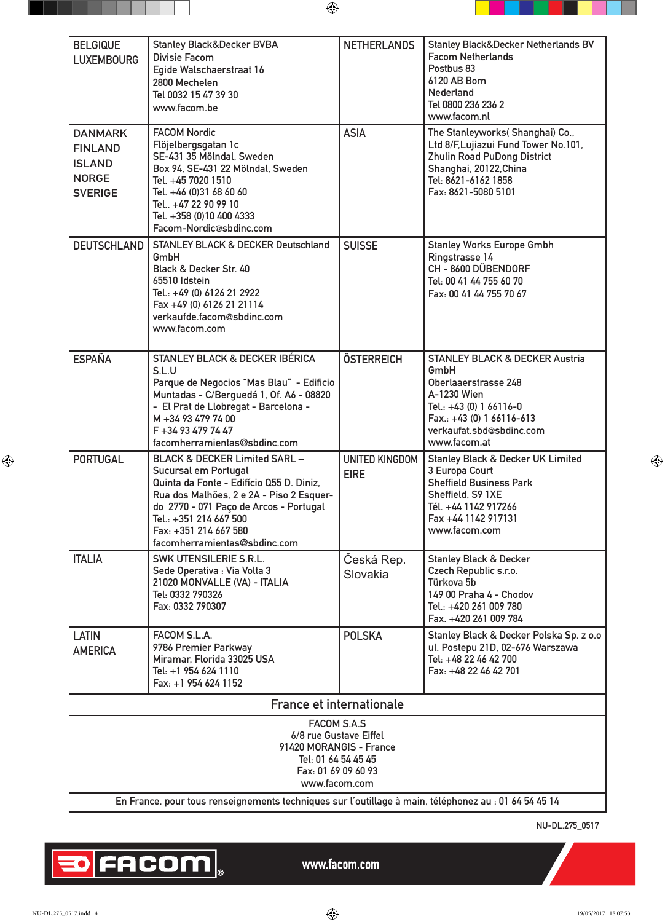| | | | |
|---|---|---|---|
| BELGIQUE<br>LUXEMBOURG | Stanley Black&Decker BVBA<br>Divisie Facom<br>Egide Walschaerstraat 16<br>2800 Mechelen<br>Tel 0032 15 47 39 30<br>www.facom.be | NETHERLANDS | Stanley Black&Decker Netherlands BV<br>Facom Netherlands<br>Postbus 83<br>6120 AB Born<br>Nederland<br>Tel 0800 236 236 2<br>www.facom.nl |
| DANMARK<br>FINLAND<br>ISLAND<br>NORGE<br>SVERIGE | FACOM Nordic<br>Flöjelbergsgatan 1c<br>SE-431 35 Mölndal, Sweden<br>Box 94, SE-431 22 Mölndal, Sweden<br>Tel. +45 7020 1510<br>Tel. +46 (0)31 68 60 60<br>Tel.. +47 22 90 99 10<br>Tel. +358 (0)10 400 4333<br>Facom-Nordic@sbdinc.com | ASIA | The Stanleyworks( Shanghai) Co.,<br>Ltd 8/F,Lujiazui Fund Tower No.101,<br>Zhulin Road PuDong District<br>Shanghai, 20122,China<br>Tel: 8621-6162 1858<br>Fax: 8621-5080 5101 |
| DEUTSCHLAND | STANLEY BLACK & DECKER Deutschland GmbH<br>Black & Decker Str. 40<br>65510 Idstein<br>Tel.: +49 (0) 6126 21 2922<br>Fax +49 (0) 6126 21 21114<br>verkaufde.facom@sbdinc.com<br>www.facom.com | SUISSE | Stanley Works Europe Gmbh<br>Ringstrasse 14<br>CH - 8600 DÜBENDORF<br>Tel: 00 41 44 755 60 70<br>Fax: 00 41 44 755 70 67 |
| ESPAÑA | STANLEY BLACK & DECKER IBÉRICA S.L.U<br>Parque de Negocios “Mas Blau” - Edificio Muntadas - C/Berguedá 1, Of. A6 - 08820 - El Prat de Llobregat - Barcelona -<br>M +34 93 479 74 00<br>F +34 93 479 74 47<br>facomherramientas@sbdinc.com | ÖSTERREICH | STANLEY BLACK & DECKER Austria GmbH<br>Oberlaaerstrasse 248<br>A-1230 Wien<br>Tel.: +43 (0) 1 66116-0<br>Fax.: +43 (0) 1 66116-613<br>verkaufat.sbd@sbdinc.com<br>www.facom.at |
| PORTUGAL | BLACK & DECKER Limited SARL – Sucursal em Portugal<br>Quinta da Fonte - Edifício Q55 D. Diniz, Rua dos Malhões, 2 e 2A - Piso 2 Esquerdo 2770 - 071 Paço de Arcos - Portugal<br>Tel.: +351 214 667 500<br>Fax: +351 214 667 580<br>facomherramientas@sbdinc.com | UNITED KINGDOM<br>EIRE | Stanley Black & Decker UK Limited<br>3 Europa Court<br>Sheffield Business Park<br>Sheffield, S9 1XE<br>Tél. +44 1142 917266<br>Fax +44 1142 917131<br>www.facom.com |
| ITALIA | SWK UTENSILERIE S.R.L.<br>Sede Operativa : Via Volta 3<br>21020 MONVALLE (VA) - ITALIA<br>Tel: 0332 790326<br>Fax: 0332 790307 | Česká Rep.<br>Slovakia | Stanley Black & Decker<br>Czech Republic s.r.o.<br>Türkova 5b<br>149 00 Praha 4 - Chodov<br>Tel.: +420 261 009 780<br>Fax. +420 261 009 784 |
| LATIN AMERICA | FACOM S.L.A.<br>9786 Premier Parkway<br>Miramar, Florida 33025 USA<br>Tel: +1 954 624 1110<br>Fax: +1 954 624 1152 | POLSKA | Stanley Black & Decker Polska Sp. z o.o<br>ul. Postepu 21D, 02-676 Warszawa<br>Tel: +48 22 46 42 700<br>Fax: +48 22 46 42 701 |

## France et internationale

FACOM S.A.S
6/8 rue Gustave Eiffel
91420 MORANGIS - France
Tel: 01 64 54 45 45
Fax: 01 69 09 60 93
www.facom.com

En France, pour tous renseignements techniques sur l’outillage à main, téléphonez au : 01 64 54 45 14

NU-DL.275_0517

FACOM®

www.facom.com